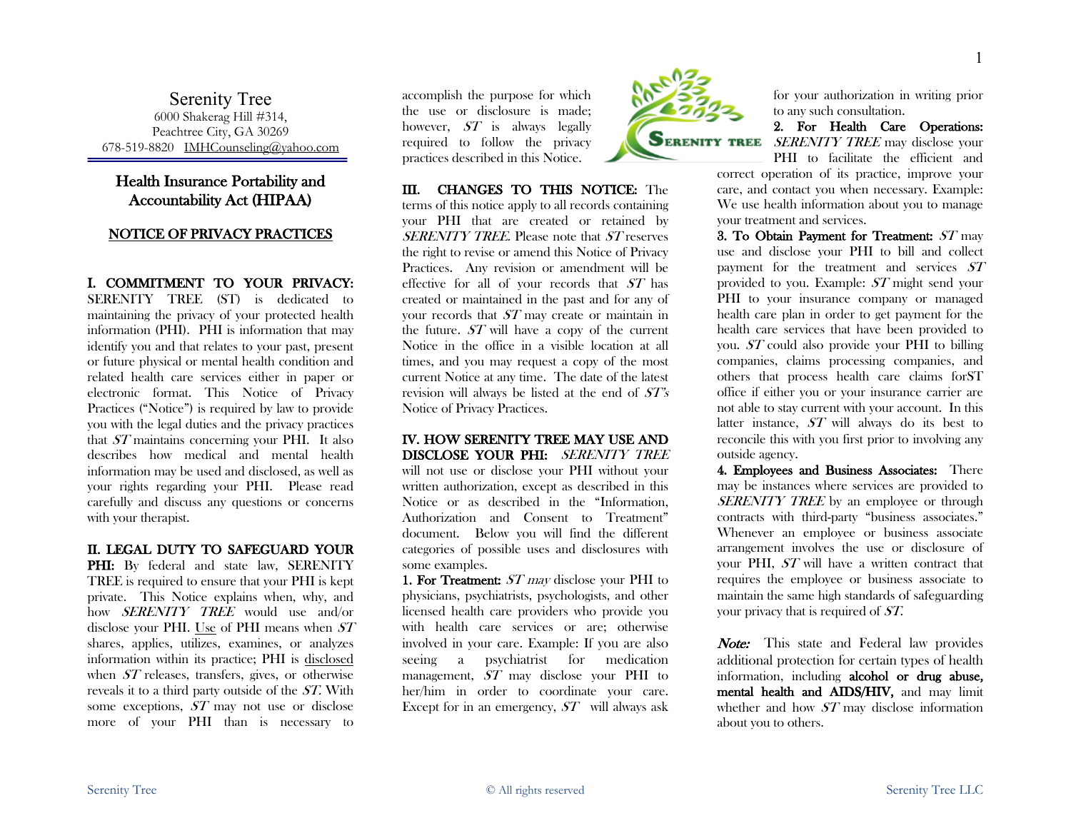Serenity Tree
6000 Shakerag Hill #314,
Peachtree City, GA 30269
678-519-8820 IMHCounseling@yahoo.com

# Health Insurance Portability and Accountability Act (HIPAA)

## NOTICE OF PRIVACY PRACTICES

**I. COMMITMENT TO YOUR PRIVACY:** SERENITY TREE (ST) is dedicated to maintaining the privacy of your protected health information (PHI). PHI is information that may identify you and that relates to your past, present or future physical or mental health condition and related health care services either in paper or electronic format. This Notice of Privacy Practices ("Notice") is required by law to provide you with the legal duties and the privacy practices that *ST* maintains concerning your PHI. It also describes how medical and mental health information may be used and disclosed, as well as your rights regarding your PHI. Please read carefully and discuss any questions or concerns with your therapist.

**II. LEGAL DUTY TO SAFEGUARD YOUR PHI:** By federal and state law, SERENITY TREE is required to ensure that your PHI is kept private. This Notice explains when, why, and how *SERENITY TREE* would use and/or disclose your PHI. Use of PHI means when *ST* shares, applies, utilizes, examines, or analyzes information within its practice; PHI is disclosed when *ST* releases, transfers, gives, or otherwise reveals it to a third party outside of the *ST*. With some exceptions, *ST* may not use or disclose more of your PHI than is necessary to accomplish the purpose for which the use or disclosure is made; however, *ST* is always legally required to follow the privacy practices described in this Notice.

**III. CHANGES TO THIS NOTICE:** The terms of this notice apply to all records containing your PHI that are created or retained by *SERENITY TREE.* Please note that *ST* reserves the right to revise or amend this Notice of Privacy Practices. Any revision or amendment will be effective for all of your records that *ST* has created or maintained in the past and for any of your records that *ST* may create or maintain in the future. *ST* will have a copy of the current Notice in the office in a visible location at all times, and you may request a copy of the most current Notice at any time. The date of the latest revision will always be listed at the end of *ST's* Notice of Privacy Practices.

**IV. HOW SERENITY TREE MAY USE AND DISCLOSE YOUR PHI:** *SERENITY TREE* will not use or disclose your PHI without your written authorization, except as described in this Notice or as described in the "Information, Authorization and Consent to Treatment" document. Below you will find the different categories of possible uses and disclosures with some examples.

**1. For Treatment:** *ST may* disclose your PHI to physicians, psychiatrists, psychologists, and other licensed health care providers who provide you with health care services or are; otherwise involved in your care. Example: If you are also seeing a psychiatrist for medication management, *ST* may disclose your PHI to her/him in order to coordinate your care. Except for in an emergency, *ST* will always ask for your authorization in writing prior to any such consultation.

**2. For Health Care Operations:** *SERENITY TREE* may disclose your PHI to facilitate the efficient and correct operation of its practice, improve your care, and contact you when necessary. Example: We use health information about you to manage your treatment and services.

**3. To Obtain Payment for Treatment:** *ST* may use and disclose your PHI to bill and collect payment for the treatment and services *ST* provided to you. Example: *ST* might send your PHI to your insurance company or managed health care plan in order to get payment for the health care services that have been provided to you. *ST* could also provide your PHI to billing companies, claims processing companies, and others that process health care claims forST office if either you or your insurance carrier are not able to stay current with your account. In this latter instance, *ST* will always do its best to reconcile this with you first prior to involving any outside agency.

**4. Employees and Business Associates:** There may be instances where services are provided to *SERENITY TREE* by an employee or through contracts with third-party "business associates." Whenever an employee or business associate arrangement involves the use or disclosure of your PHI, *ST* will have a written contract that requires the employee or business associate to maintain the same high standards of safeguarding your privacy that is required of *ST*.

***Note:*** This state and Federal law provides additional protection for certain types of health information, including **alcohol or drug abuse, mental health and AIDS/HIV,** and may limit whether and how *ST* may disclose information about you to others.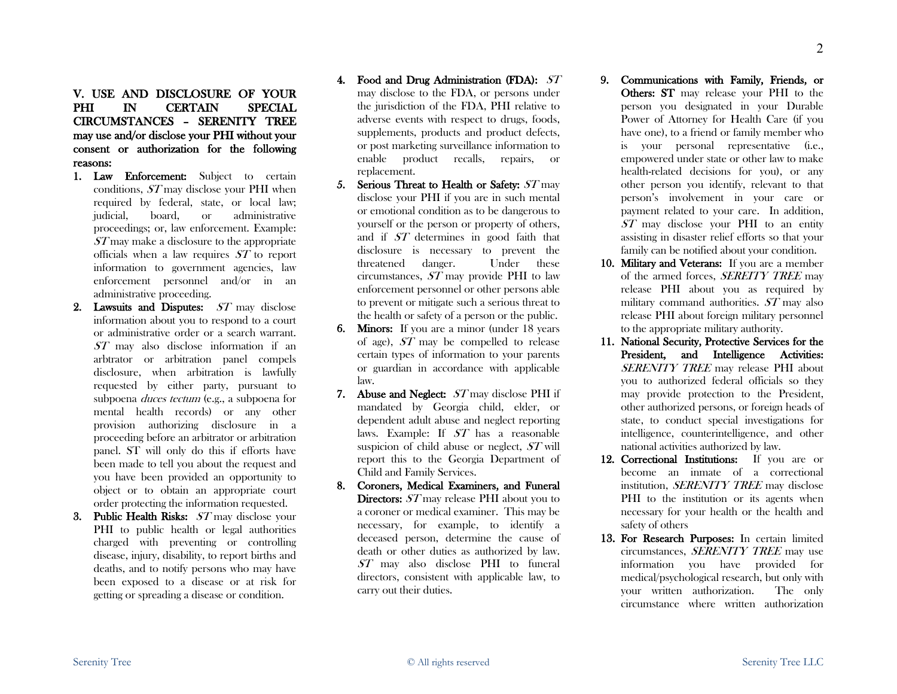**V. USE AND DISCLOSURE OF YOUR PHI IN CERTAIN SPECIAL CIRCUMSTANCES – SERENITY TREE may use and/or disclose your PHI without your consent or authorization for the following reasons:**

1. **Law Enforcement:** Subject to certain conditions, *ST* may disclose your PHI when required by federal, state, or local law; judicial, board, or administrative proceedings; or, law enforcement. Example: *ST* may make a disclosure to the appropriate officials when a law requires *ST* to report information to government agencies, law enforcement personnel and/or in an administrative proceeding.
2. **Lawsuits and Disputes:** *ST* may disclose information about you to respond to a court or administrative order or a search warrant. *ST* may also disclose information if an arbtrator or arbitration panel compels disclosure, when arbitration is lawfully requested by either party, pursuant to subpoena *duces tectum* (e.g., a subpoena for mental health records) or any other provision authorizing disclosure in a proceeding before an arbitrator or arbitration panel. ST will only do this if efforts have been made to tell you about the request and you have been provided an opportunity to object or to obtain an appropriate court order protecting the information requested.
3. **Public Health Risks:** *ST* may disclose your PHI to public health or legal authorities charged with preventing or controlling disease, injury, disability, to report births and deaths, and to notify persons who may have been exposed to a disease or at risk for getting or spreading a disease or condition.
4. **Food and Drug Administration (FDA):** *ST* may disclose to the FDA, or persons under the jurisdiction of the FDA, PHI relative to adverse events with respect to drugs, foods, supplements, products and product defects, or post marketing surveillance information to enable product recalls, repairs, or replacement.
5. **Serious Threat to Health or Safety:** *ST* may disclose your PHI if you are in such mental or emotional condition as to be dangerous to yourself or the person or property of others, and if *ST* determines in good faith that disclosure is necessary to prevent the threatened danger. Under these circumstances, *ST* may provide PHI to law enforcement personnel or other persons able to prevent or mitigate such a serious threat to the health or safety of a person or the public.
6. **Minors:** If you are a minor (under 18 years of age), *ST* may be compelled to release certain types of information to your parents or guardian in accordance with applicable law.
7. **Abuse and Neglect:** *ST* may disclose PHI if mandated by Georgia child, elder, or dependent adult abuse and neglect reporting laws. Example: If *ST* has a reasonable suspicion of child abuse or neglect, *ST* will report this to the Georgia Department of Child and Family Services.
8. **Coroners, Medical Examiners, and Funeral Directors:** *ST* may release PHI about you to a coroner or medical examiner. This may be necessary, for example, to identify a deceased person, determine the cause of death or other duties as authorized by law. *ST* may also disclose PHI to funeral directors, consistent with applicable law, to carry out their duties.
9. **Communications with Family, Friends, or Others: ST** may release your PHI to the person you designated in your Durable Power of Attorney for Health Care (if you have one), to a friend or family member who is your personal representative (i.e., empowered under state or other law to make health-related decisions for you), or any other person you identify, relevant to that person's involvement in your care or payment related to your care. In addition, *ST* may disclose your PHI to an entity assisting in disaster relief efforts so that your family can be notified about your condition.
10. **Military and Veterans:** If you are a member of the armed forces, *SEREITY TREE* may release PHI about you as required by military command authorities. *ST* may also release PHI about foreign military personnel to the appropriate military authority.
11. **National Security, Protective Services for the President, and Intelligence Activities:** *SERENITY TREE* may release PHI about you to authorized federal officials so they may provide protection to the President, other authorized persons, or foreign heads of state, to conduct special investigations for intelligence, counterintelligence, and other national activities authorized by law.
12. **Correctional Institutions:** If you are or become an inmate of a correctional institution, *SERENITY TREE* may disclose PHI to the institution or its agents when necessary for your health or the health and safety of others
13. **For Research Purposes:** In certain limited circumstances, *SERENITY TREE* may use information you have provided for medical/psychological research, but only with your written authorization. The only circumstance where written authorization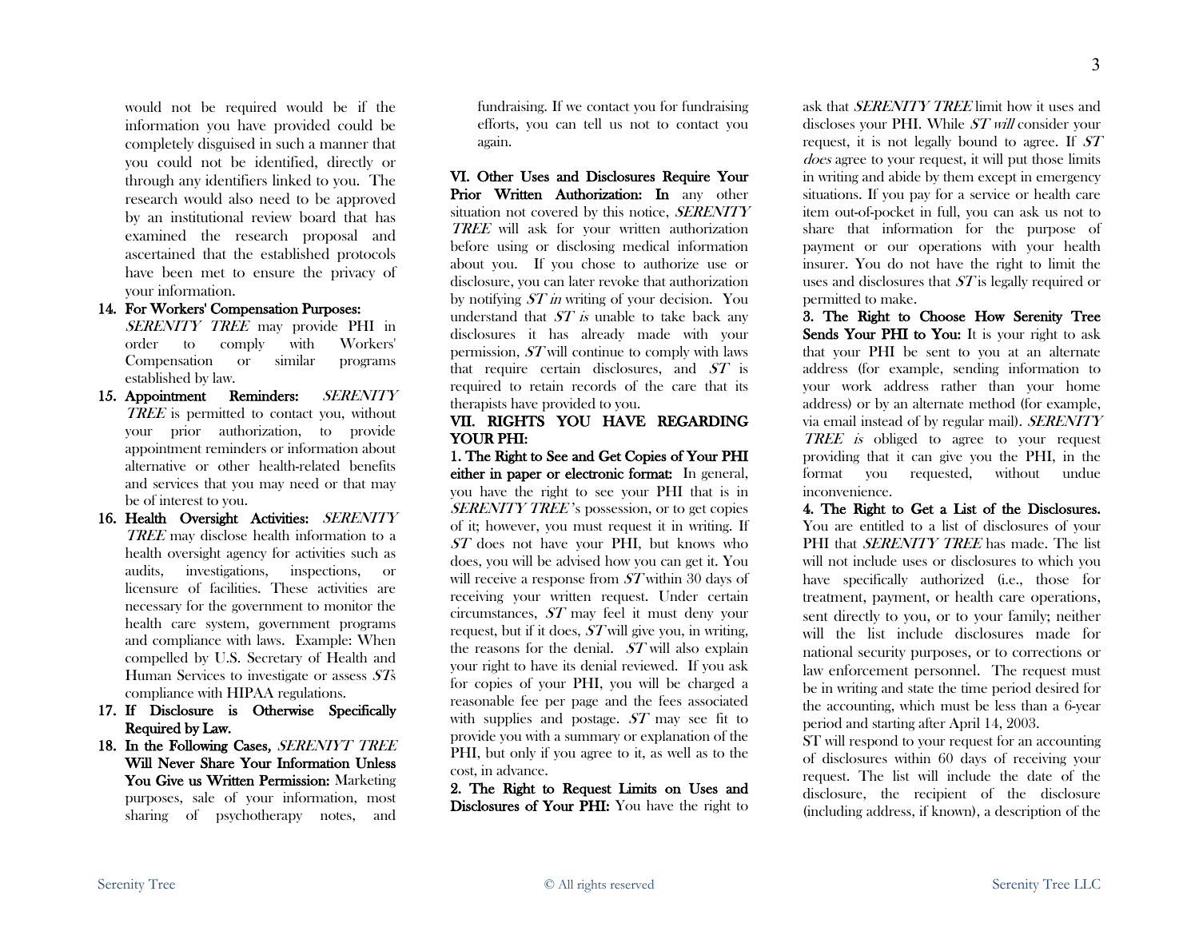would not be required would be if the information you have provided could be completely disguised in such a manner that you could not be identified, directly or through any identifiers linked to you. The research would also need to be approved by an institutional review board that has examined the research proposal and ascertained that the established protocols have been met to ensure the privacy of your information.

14. **For Workers' Compensation Purposes:** *SERENITY TREE* may provide PHI in order to comply with Workers' Compensation or similar programs established by law.
15. **Appointment Reminders:** *SERENITY TREE* is permitted to contact you, without your prior authorization, to provide appointment reminders or information about alternative or other health-related benefits and services that you may need or that may be of interest to you.
16. **Health Oversight Activities:** *SERENITY TREE* may disclose health information to a health oversight agency for activities such as audits, investigations, inspections, or licensure of facilities. These activities are necessary for the government to monitor the health care system, government programs and compliance with laws. Example: When compelled by U.S. Secretary of Health and Human Services to investigate or assess *ST*'s compliance with HIPAA regulations.
17. **If Disclosure is Otherwise Specifically Required by Law.**
18. **In the Following Cases,** *SERENIYT TREE* **Will Never Share Your Information Unless You Give us Written Permission:** Marketing purposes, sale of your information, most sharing of psychotherapy notes, and fundraising. If we contact you for fundraising efforts, you can tell us not to contact you again.

**VI. Other Uses and Disclosures Require Your Prior Written Authorization: In** any other situation not covered by this notice, *SERENITY TREE* will ask for your written authorization before using or disclosing medical information about you. If you chose to authorize use or disclosure, you can later revoke that authorization by notifying *ST in* writing of your decision. You understand that *ST is* unable to take back any disclosures it has already made with your permission, *ST* will continue to comply with laws that require certain disclosures, and *ST* is required to retain records of the care that its therapists have provided to you.

**VII. RIGHTS YOU HAVE REGARDING YOUR PHI:**

**1. The Right to See and Get Copies of Your PHI either in paper or electronic format:** In general, you have the right to see your PHI that is in *SERENITY TREE*'s possession, or to get copies of it; however, you must request it in writing. If *ST* does not have your PHI, but knows who does, you will be advised how you can get it. You will receive a response from *ST* within 30 days of receiving your written request. Under certain circumstances, *ST* may feel it must deny your request, but if it does, *ST* will give you, in writing, the reasons for the denial. *ST* will also explain your right to have its denial reviewed. If you ask for copies of your PHI, you will be charged a reasonable fee per page and the fees associated with supplies and postage. *ST* may see fit to provide you with a summary or explanation of the PHI, but only if you agree to it, as well as to the cost, in advance.

**2. The Right to Request Limits on Uses and Disclosures of Your PHI:** You have the right to ask that *SERENITY TREE* limit how it uses and discloses your PHI. While *ST will* consider your request, it is not legally bound to agree. If *ST does* agree to your request, it will put those limits in writing and abide by them except in emergency situations. If you pay for a service or health care item out-of-pocket in full, you can ask us not to share that information for the purpose of payment or our operations with your health insurer. You do not have the right to limit the uses and disclosures that *ST* is legally required or permitted to make.

**3. The Right to Choose How Serenity Tree Sends Your PHI to You:** It is your right to ask that your PHI be sent to you at an alternate address (for example, sending information to your work address rather than your home address) or by an alternate method (for example, via email instead of by regular mail). *SERENITY TREE is* obliged to agree to your request providing that it can give you the PHI, in the format you requested, without undue inconvenience.

**4. The Right to Get a List of the Disclosures.** You are entitled to a list of disclosures of your PHI that *SERENITY TREE* has made. The list will not include uses or disclosures to which you have specifically authorized (i.e., those for treatment, payment, or health care operations, sent directly to you, or to your family; neither will the list include disclosures made for national security purposes, or to corrections or law enforcement personnel. The request must be in writing and state the time period desired for the accounting, which must be less than a 6-year period and starting after April 14, 2003.

ST will respond to your request for an accounting of disclosures within 60 days of receiving your request. The list will include the date of the disclosure, the recipient of the disclosure (including address, if known), a description of the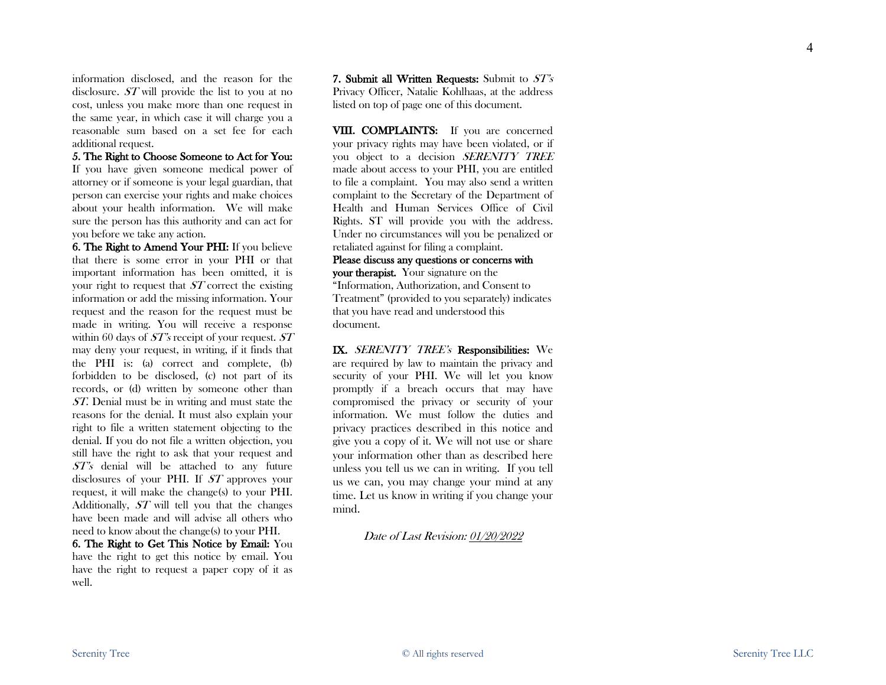information disclosed, and the reason for the disclosure. *ST* will provide the list to you at no cost, unless you make more than one request in the same year, in which case it will charge you a reasonable sum based on a set fee for each additional request.

**5. The Right to Choose Someone to Act for You:** If you have given someone medical power of attorney or if someone is your legal guardian, that person can exercise your rights and make choices about your health information. We will make sure the person has this authority and can act for you before we take any action.

**6. The Right to Amend Your PHI:** If you believe that there is some error in your PHI or that important information has been omitted, it is your right to request that *ST* correct the existing information or add the missing information. Your request and the reason for the request must be made in writing. You will receive a response within 60 days of *ST's* receipt of your request. *ST* may deny your request, in writing, if it finds that the PHI is: (a) correct and complete, (b) forbidden to be disclosed, (c) not part of its records, or (d) written by someone other than *ST*. Denial must be in writing and must state the reasons for the denial. It must also explain your right to file a written statement objecting to the denial. If you do not file a written objection, you still have the right to ask that your request and *ST's* denial will be attached to any future disclosures of your PHI. If *ST* approves your request, it will make the change(s) to your PHI. Additionally, *ST* will tell you that the changes have been made and will advise all others who need to know about the change(s) to your PHI.

**6. The Right to Get This Notice by Email:** You have the right to get this notice by email. You have the right to request a paper copy of it as well.

**7. Submit all Written Requests:** Submit to *ST's* Privacy Officer, Natalie Kohlhaas, at the address listed on top of page one of this document.

**VIII. COMPLAINTS:** If you are concerned your privacy rights may have been violated, or if you object to a decision *SERENITY TREE* made about access to your PHI, you are entitled to file a complaint. You may also send a written complaint to the Secretary of the Department of Health and Human Services Office of Civil Rights. ST will provide you with the address. Under no circumstances will you be penalized or retaliated against for filing a complaint.

**Please discuss any questions or concerns with your therapist.** Your signature on the "Information, Authorization, and Consent to Treatment" (provided to you separately) indicates that you have read and understood this document.

**IX.** ***SERENITY TREE's*** **Responsibilities:** We are required by law to maintain the privacy and security of your PHI. We will let you know promptly if a breach occurs that may have compromised the privacy or security of your information. We must follow the duties and privacy practices described in this notice and give you a copy of it. We will not use or share your information other than as described here unless you tell us we can in writing. If you tell us we can, you may change your mind at any time. Let us know in writing if you change your mind.

*Date of Last Revision: 01/20/2022*